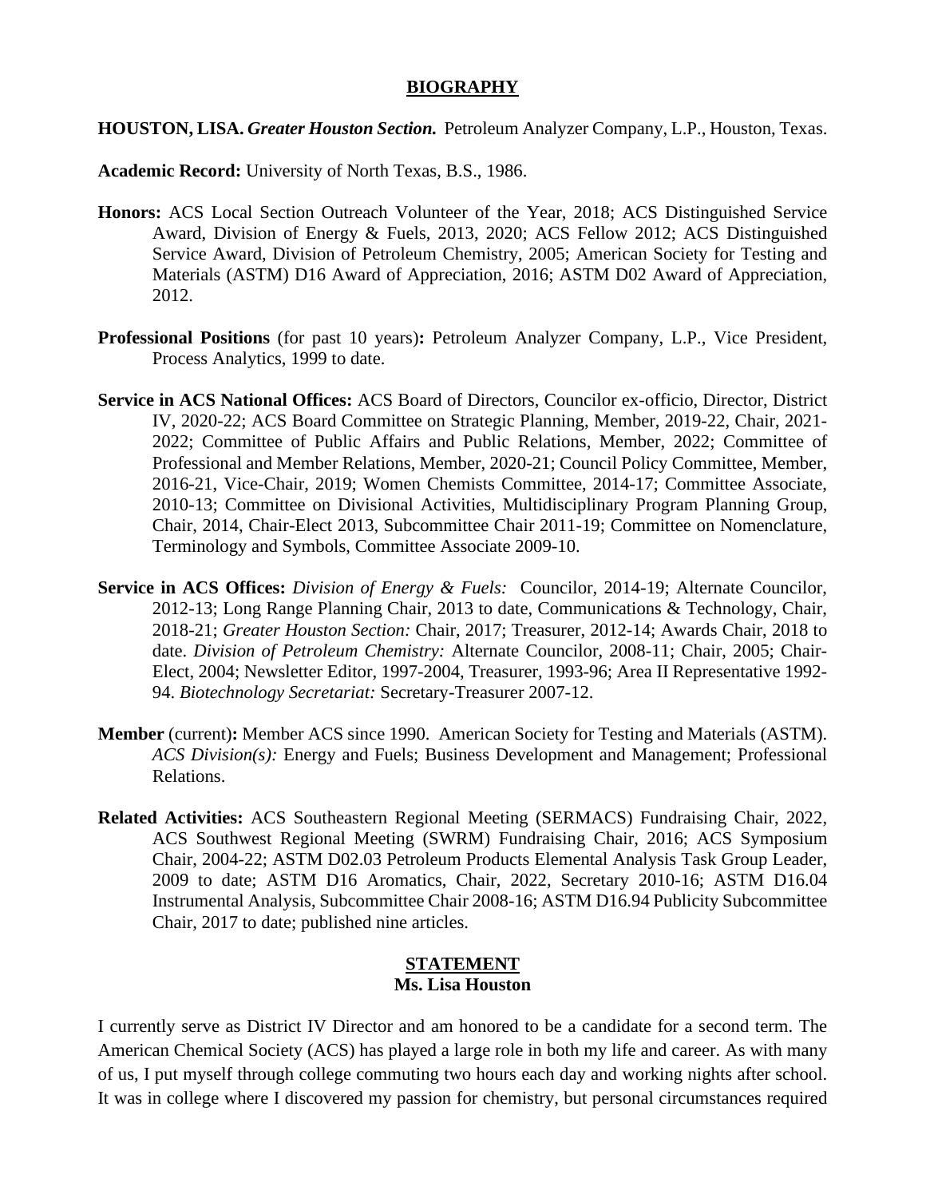## BIOGRAPHY

**HOUSTON, LISA.** ***Greater Houston Section.*** Petroleum Analyzer Company, L.P., Houston, Texas.

**Academic Record:** University of North Texas, B.S., 1986.

**Honors:** ACS Local Section Outreach Volunteer of the Year, 2018; ACS Distinguished Service Award, Division of Energy & Fuels, 2013, 2020; ACS Fellow 2012; ACS Distinguished Service Award, Division of Petroleum Chemistry, 2005; American Society for Testing and Materials (ASTM) D16 Award of Appreciation, 2016; ASTM D02 Award of Appreciation, 2012.

**Professional Positions** (for past 10 years)**:** Petroleum Analyzer Company, L.P., Vice President, Process Analytics, 1999 to date.

**Service in ACS National Offices:** ACS Board of Directors, Councilor ex-officio, Director, District IV, 2020-22; ACS Board Committee on Strategic Planning, Member, 2019-22, Chair, 2021-2022; Committee of Public Affairs and Public Relations, Member, 2022; Committee of Professional and Member Relations, Member, 2020-21; Council Policy Committee, Member, 2016-21, Vice-Chair, 2019; Women Chemists Committee, 2014-17; Committee Associate, 2010-13; Committee on Divisional Activities, Multidisciplinary Program Planning Group, Chair, 2014, Chair-Elect 2013, Subcommittee Chair 2011-19; Committee on Nomenclature, Terminology and Symbols, Committee Associate 2009-10.

**Service in ACS Offices:** *Division of Energy & Fuels:* Councilor, 2014-19; Alternate Councilor, 2012-13; Long Range Planning Chair, 2013 to date, Communications & Technology, Chair, 2018-21; *Greater Houston Section:* Chair, 2017; Treasurer, 2012-14; Awards Chair, 2018 to date. *Division of Petroleum Chemistry:* Alternate Councilor, 2008-11; Chair, 2005; Chair-Elect, 2004; Newsletter Editor, 1997-2004, Treasurer, 1993-96; Area II Representative 1992-94. *Biotechnology Secretariat:* Secretary-Treasurer 2007-12.

**Member** (current)**:** Member ACS since 1990. American Society for Testing and Materials (ASTM). *ACS Division(s):* Energy and Fuels; Business Development and Management; Professional Relations.

**Related Activities:** ACS Southeastern Regional Meeting (SERMACS) Fundraising Chair, 2022, ACS Southwest Regional Meeting (SWRM) Fundraising Chair, 2016; ACS Symposium Chair, 2004-22; ASTM D02.03 Petroleum Products Elemental Analysis Task Group Leader, 2009 to date; ASTM D16 Aromatics, Chair, 2022, Secretary 2010-16; ASTM D16.04 Instrumental Analysis, Subcommittee Chair 2008-16; ASTM D16.94 Publicity Subcommittee Chair, 2017 to date; published nine articles.

## STATEMENT

**Ms. Lisa Houston**

I currently serve as District IV Director and am honored to be a candidate for a second term. The American Chemical Society (ACS) has played a large role in both my life and career. As with many of us, I put myself through college commuting two hours each day and working nights after school. It was in college where I discovered my passion for chemistry, but personal circumstances required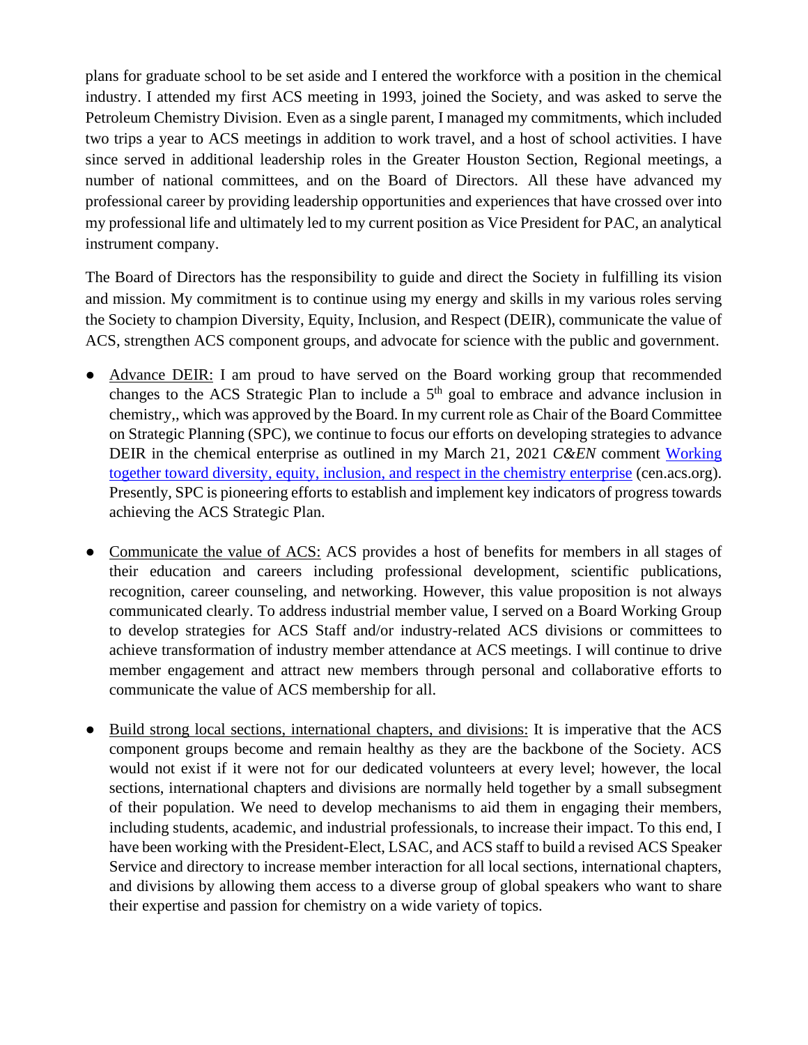plans for graduate school to be set aside and I entered the workforce with a position in the chemical industry. I attended my first ACS meeting in 1993, joined the Society, and was asked to serve the Petroleum Chemistry Division. Even as a single parent, I managed my commitments, which included two trips a year to ACS meetings in addition to work travel, and a host of school activities. I have since served in additional leadership roles in the Greater Houston Section, Regional meetings, a number of national committees, and on the Board of Directors. All these have advanced my professional career by providing leadership opportunities and experiences that have crossed over into my professional life and ultimately led to my current position as Vice President for PAC, an analytical instrument company.

The Board of Directors has the responsibility to guide and direct the Society in fulfilling its vision and mission. My commitment is to continue using my energy and skills in my various roles serving the Society to champion Diversity, Equity, Inclusion, and Respect (DEIR), communicate the value of ACS, strengthen ACS component groups, and advocate for science with the public and government.

- <u>Advance DEIR:</u> I am proud to have served on the Board working group that recommended changes to the ACS Strategic Plan to include a 5th goal to embrace and advance inclusion in chemistry,, which was approved by the Board. In my current role as Chair of the Board Committee on Strategic Planning (SPC), we continue to focus our efforts on developing strategies to advance DEIR in the chemical enterprise as outlined in my March 21, 2021 *C&EN* comment [Working together toward diversity, equity, inclusion, and respect in the chemistry enterprise](cen.acs.org) (cen.acs.org). Presently, SPC is pioneering efforts to establish and implement key indicators of progress towards achieving the ACS Strategic Plan.

- <u>Communicate the value of ACS:</u> ACS provides a host of benefits for members in all stages of their education and careers including professional development, scientific publications, recognition, career counseling, and networking. However, this value proposition is not always communicated clearly. To address industrial member value, I served on a Board Working Group to develop strategies for ACS Staff and/or industry-related ACS divisions or committees to achieve transformation of industry member attendance at ACS meetings. I will continue to drive member engagement and attract new members through personal and collaborative efforts to communicate the value of ACS membership for all.

- <u>Build strong local sections, international chapters, and divisions:</u> It is imperative that the ACS component groups become and remain healthy as they are the backbone of the Society. ACS would not exist if it were not for our dedicated volunteers at every level; however, the local sections, international chapters and divisions are normally held together by a small subsegment of their population. We need to develop mechanisms to aid them in engaging their members, including students, academic, and industrial professionals, to increase their impact. To this end, I have been working with the President-Elect, LSAC, and ACS staff to build a revised ACS Speaker Service and directory to increase member interaction for all local sections, international chapters, and divisions by allowing them access to a diverse group of global speakers who want to share their expertise and passion for chemistry on a wide variety of topics.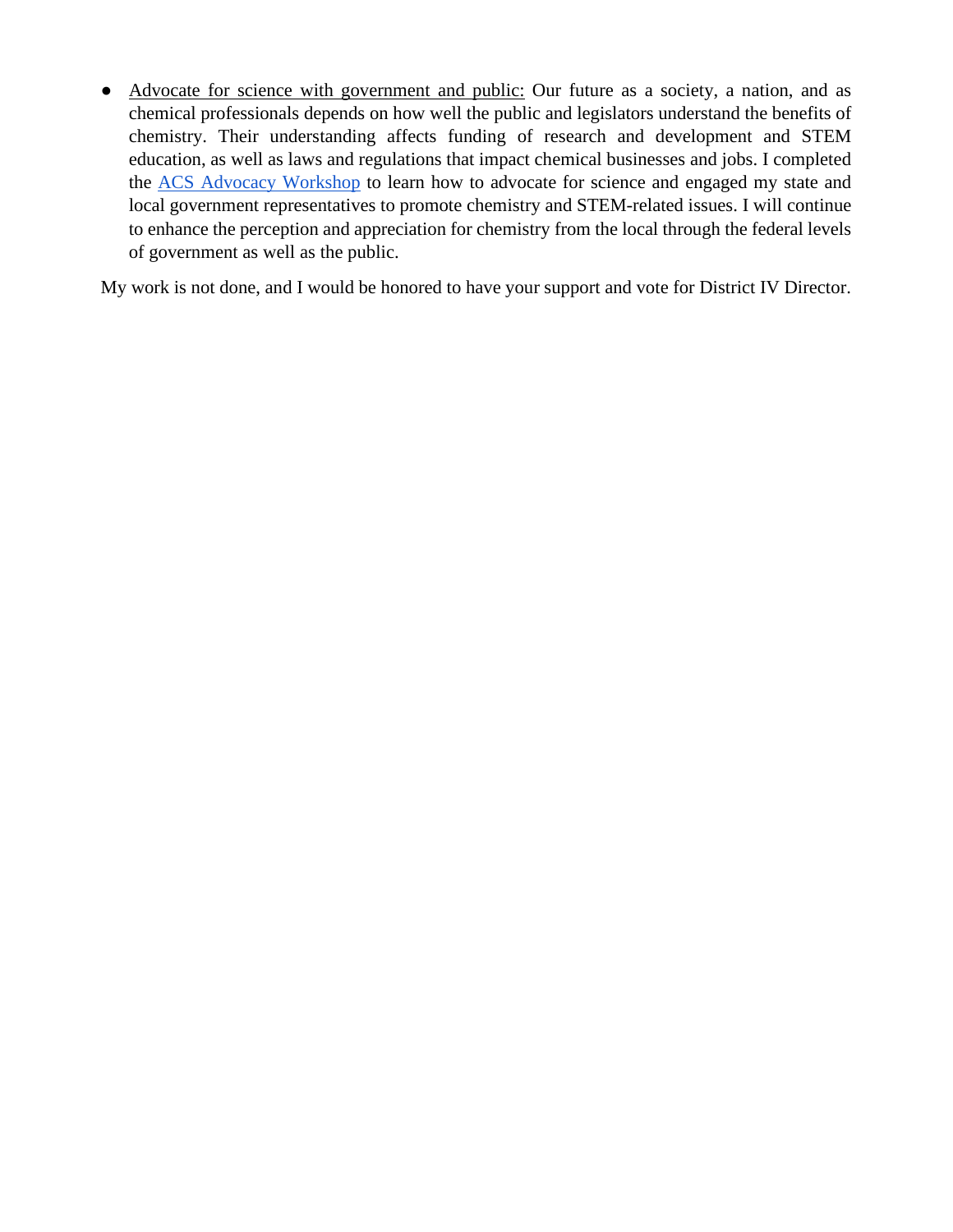- Advocate for science with government and public: Our future as a society, a nation, and as chemical professionals depends on how well the public and legislators understand the benefits of chemistry. Their understanding affects funding of research and development and STEM education, as well as laws and regulations that impact chemical businesses and jobs. I completed the ACS Advocacy Workshop to learn how to advocate for science and engaged my state and local government representatives to promote chemistry and STEM-related issues. I will continue to enhance the perception and appreciation for chemistry from the local through the federal levels of government as well as the public.

My work is not done, and I would be honored to have your support and vote for District IV Director.